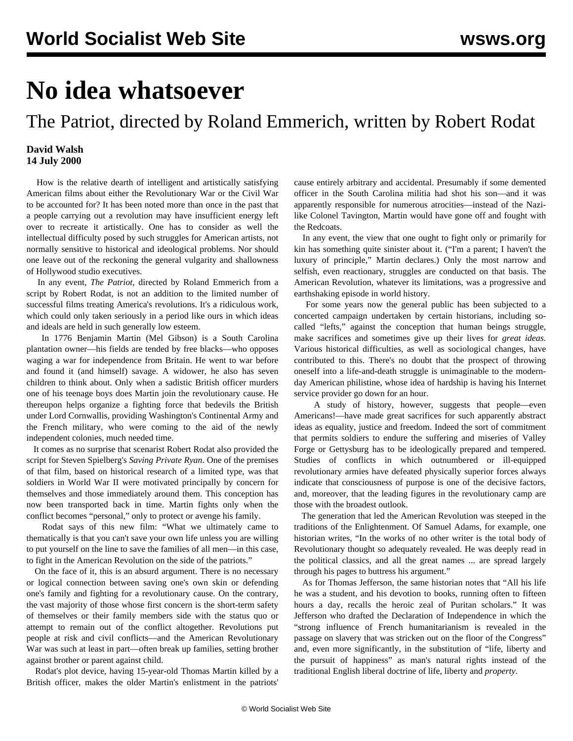# No idea whatsoever

## The Patriot, directed by Roland Emmerich, written by Robert Rodat

**David Walsh**
**14 July 2000**

How is the relative dearth of intelligent and artistically satisfying American films about either the Revolutionary War or the Civil War to be accounted for? It has been noted more than once in the past that a people carrying out a revolution may have insufficient energy left over to recreate it artistically. One has to consider as well the intellectual difficulty posed by such struggles for American artists, not normally sensitive to historical and ideological problems. Nor should one leave out of the reckoning the general vulgarity and shallowness of Hollywood studio executives.

In any event, *The Patriot*, directed by Roland Emmerich from a script by Robert Rodat, is not an addition to the limited number of successful films treating America's revolutions. It's a ridiculous work, which could only taken seriously in a period like ours in which ideas and ideals are held in such generally low esteem.

In 1776 Benjamin Martin (Mel Gibson) is a South Carolina plantation owner—his fields are tended by free blacks—who opposes waging a war for independence from Britain. He went to war before and found it (and himself) savage. A widower, he also has seven children to think about. Only when a sadistic British officer murders one of his teenage boys does Martin join the revolutionary cause. He thereupon helps organize a fighting force that bedevils the British under Lord Cornwallis, providing Washington's Continental Army and the French military, who were coming to the aid of the newly independent colonies, much needed time.

It comes as no surprise that scenarist Robert Rodat also provided the script for Steven Spielberg's *Saving Private Ryan*. One of the premises of that film, based on historical research of a limited type, was that soldiers in World War II were motivated principally by concern for themselves and those immediately around them. This conception has now been transported back in time. Martin fights only when the conflict becomes "personal," only to protect or avenge his family.

Rodat says of this new film: "What we ultimately came to thematically is that you can't save your own life unless you are willing to put yourself on the line to save the families of all men—in this case, to fight in the American Revolution on the side of the patriots."

On the face of it, this is an absurd argument. There is no necessary or logical connection between saving one's own skin or defending one's family and fighting for a revolutionary cause. On the contrary, the vast majority of those whose first concern is the short-term safety of themselves or their family members side with the status quo or attempt to remain out of the conflict altogether. Revolutions put people at risk and civil conflicts—and the American Revolutionary War was such at least in part—often break up families, setting brother against brother or parent against child.

Rodat's plot device, having 15-year-old Thomas Martin killed by a British officer, makes the older Martin's enlistment in the patriots' cause entirely arbitrary and accidental. Presumably if some demented officer in the South Carolina militia had shot his son—and it was apparently responsible for numerous atrocities—instead of the Nazi-like Colonel Tavington, Martin would have gone off and fought with the Redcoats.

In any event, the view that one ought to fight only or primarily for kin has something quite sinister about it. ("I'm a parent; I haven't the luxury of principle," Martin declares.) Only the most narrow and selfish, even reactionary, struggles are conducted on that basis. The American Revolution, whatever its limitations, was a progressive and earthshaking episode in world history.

For some years now the general public has been subjected to a concerted campaign undertaken by certain historians, including so-called "lefts," against the conception that human beings struggle, make sacrifices and sometimes give up their lives for *great ideas*. Various historical difficulties, as well as sociological changes, have contributed to this. There's no doubt that the prospect of throwing oneself into a life-and-death struggle is unimaginable to the modern-day American philistine, whose idea of hardship is having his Internet service provider go down for an hour.

A study of history, however, suggests that people—even Americans!—have made great sacrifices for such apparently abstract ideas as equality, justice and freedom. Indeed the sort of commitment that permits soldiers to endure the suffering and miseries of Valley Forge or Gettysburg has to be ideologically prepared and tempered. Studies of conflicts in which outnumbered or ill-equipped revolutionary armies have defeated physically superior forces always indicate that consciousness of purpose is one of the decisive factors, and, moreover, that the leading figures in the revolutionary camp are those with the broadest outlook.

The generation that led the American Revolution was steeped in the traditions of the Enlightenment. Of Samuel Adams, for example, one historian writes, "In the works of no other writer is the total body of Revolutionary thought so adequately revealed. He was deeply read in the political classics, and all the great names ... are spread largely through his pages to buttress his argument."

As for Thomas Jefferson, the same historian notes that "All his life he was a student, and his devotion to books, running often to fifteen hours a day, recalls the heroic zeal of Puritan scholars." It was Jefferson who drafted the Declaration of Independence in which the "strong influence of French humanitarianism is revealed in the passage on slavery that was stricken out on the floor of the Congress" and, even more significantly, in the substitution of "life, liberty and the pursuit of happiness" as man's natural rights instead of the traditional English liberal doctrine of life, liberty and *property*.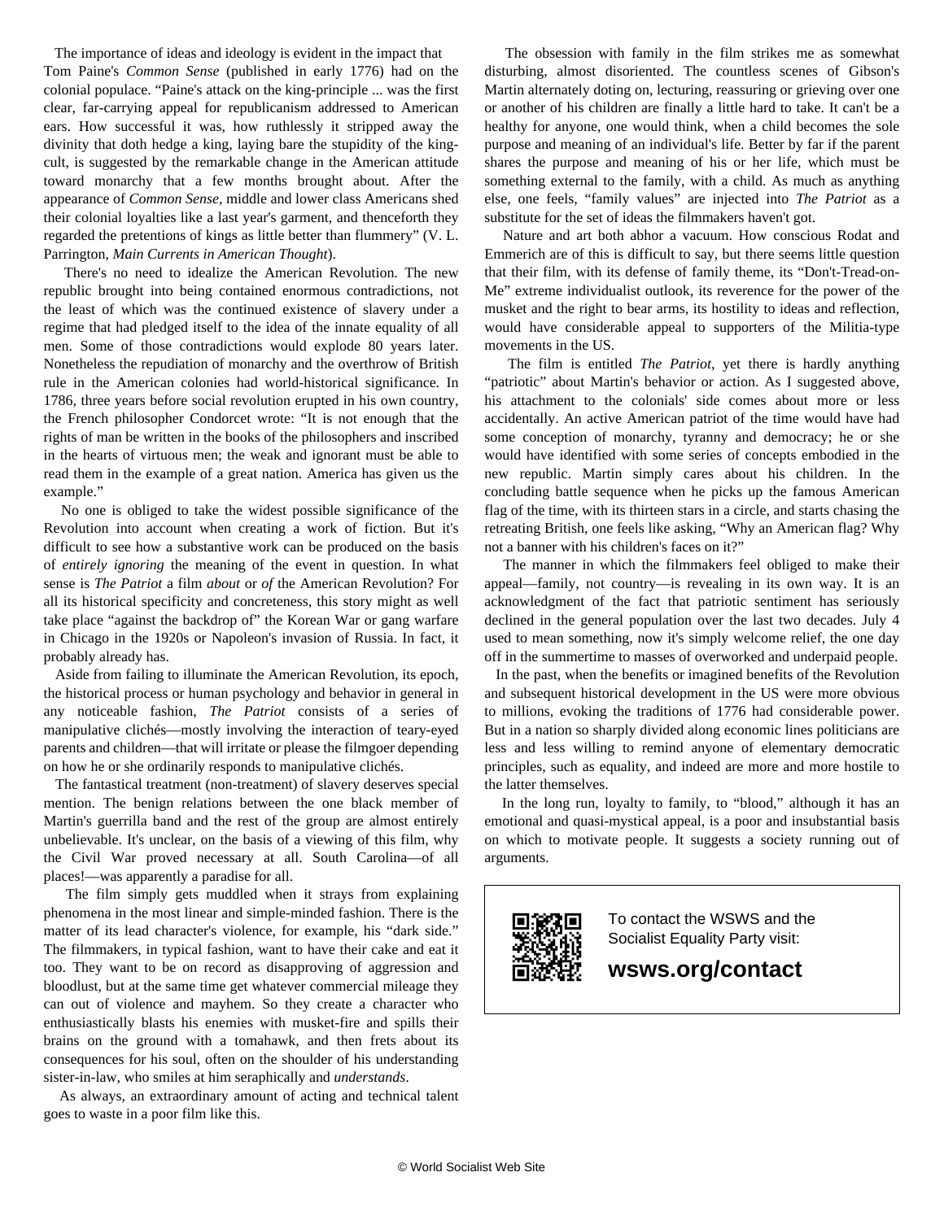The importance of ideas and ideology is evident in the impact that Tom Paine's *Common Sense* (published in early 1776) had on the colonial populace. "Paine's attack on the king-principle ... was the first clear, far-carrying appeal for republicanism addressed to American ears. How successful it was, how ruthlessly it stripped away the divinity that doth hedge a king, laying bare the stupidity of the king-cult, is suggested by the remarkable change in the American attitude toward monarchy that a few months brought about. After the appearance of *Common Sense*, middle and lower class Americans shed their colonial loyalties like a last year's garment, and thenceforth they regarded the pretentions of kings as little better than flummery" (V. L. Parrington, *Main Currents in American Thought*).

There's no need to idealize the American Revolution. The new republic brought into being contained enormous contradictions, not the least of which was the continued existence of slavery under a regime that had pledged itself to the idea of the innate equality of all men. Some of those contradictions would explode 80 years later. Nonetheless the repudiation of monarchy and the overthrow of British rule in the American colonies had world-historical significance. In 1786, three years before social revolution erupted in his own country, the French philosopher Condorcet wrote: "It is not enough that the rights of man be written in the books of the philosophers and inscribed in the hearts of virtuous men; the weak and ignorant must be able to read them in the example of a great nation. America has given us the example."

No one is obliged to take the widest possible significance of the Revolution into account when creating a work of fiction. But it's difficult to see how a substantive work can be produced on the basis of *entirely ignoring* the meaning of the event in question. In what sense is *The Patriot* a film *about* or *of* the American Revolution? For all its historical specificity and concreteness, this story might as well take place "against the backdrop of" the Korean War or gang warfare in Chicago in the 1920s or Napoleon's invasion of Russia. In fact, it probably already has.

Aside from failing to illuminate the American Revolution, its epoch, the historical process or human psychology and behavior in general in any noticeable fashion, *The Patriot* consists of a series of manipulative clichés—mostly involving the interaction of teary-eyed parents and children—that will irritate or please the filmgoer depending on how he or she ordinarily responds to manipulative clichés.

The fantastical treatment (non-treatment) of slavery deserves special mention. The benign relations between the one black member of Martin's guerrilla band and the rest of the group are almost entirely unbelievable. It's unclear, on the basis of a viewing of this film, why the Civil War proved necessary at all. South Carolina—of all places!—was apparently a paradise for all.

The film simply gets muddled when it strays from explaining phenomena in the most linear and simple-minded fashion. There is the matter of its lead character's violence, for example, his "dark side." The filmmakers, in typical fashion, want to have their cake and eat it too. They want to be on record as disapproving of aggression and bloodlust, but at the same time get whatever commercial mileage they can out of violence and mayhem. So they create a character who enthusiastically blasts his enemies with musket-fire and spills their brains on the ground with a tomahawk, and then frets about its consequences for his soul, often on the shoulder of his understanding sister-in-law, who smiles at him seraphically and *understands*.

As always, an extraordinary amount of acting and technical talent goes to waste in a poor film like this.

The obsession with family in the film strikes me as somewhat disturbing, almost disoriented. The countless scenes of Gibson's Martin alternately doting on, lecturing, reassuring or grieving over one or another of his children are finally a little hard to take. It can't be a healthy for anyone, one would think, when a child becomes the sole purpose and meaning of an individual's life. Better by far if the parent shares the purpose and meaning of his or her life, which must be something external to the family, with a child. As much as anything else, one feels, "family values" are injected into *The Patriot* as a substitute for the set of ideas the filmmakers haven't got.

Nature and art both abhor a vacuum. How conscious Rodat and Emmerich are of this is difficult to say, but there seems little question that their film, with its defense of family theme, its "Don't-Tread-on-Me" extreme individualist outlook, its reverence for the power of the musket and the right to bear arms, its hostility to ideas and reflection, would have considerable appeal to supporters of the Militia-type movements in the US.

The film is entitled *The Patriot*, yet there is hardly anything "patriotic" about Martin's behavior or action. As I suggested above, his attachment to the colonials' side comes about more or less accidentally. An active American patriot of the time would have had some conception of monarchy, tyranny and democracy; he or she would have identified with some series of concepts embodied in the new republic. Martin simply cares about his children. In the concluding battle sequence when he picks up the famous American flag of the time, with its thirteen stars in a circle, and starts chasing the retreating British, one feels like asking, "Why an American flag? Why not a banner with his children's faces on it?"

The manner in which the filmmakers feel obliged to make their appeal—family, not country—is revealing in its own way. It is an acknowledgment of the fact that patriotic sentiment has seriously declined in the general population over the last two decades. July 4 used to mean something, now it's simply welcome relief, the one day off in the summertime to masses of overworked and underpaid people.

In the past, when the benefits or imagined benefits of the Revolution and subsequent historical development in the US were more obvious to millions, evoking the traditions of 1776 had considerable power. But in a nation so sharply divided along economic lines politicians are less and less willing to remind anyone of elementary democratic principles, such as equality, and indeed are more and more hostile to the latter themselves.

In the long run, loyalty to family, to "blood," although it has an emotional and quasi-mystical appeal, is a poor and insubstantial basis on which to motivate people. It suggests a society running out of arguments.

To contact the WSWS and the Socialist Equality Party visit:

**wsws.org/contact**